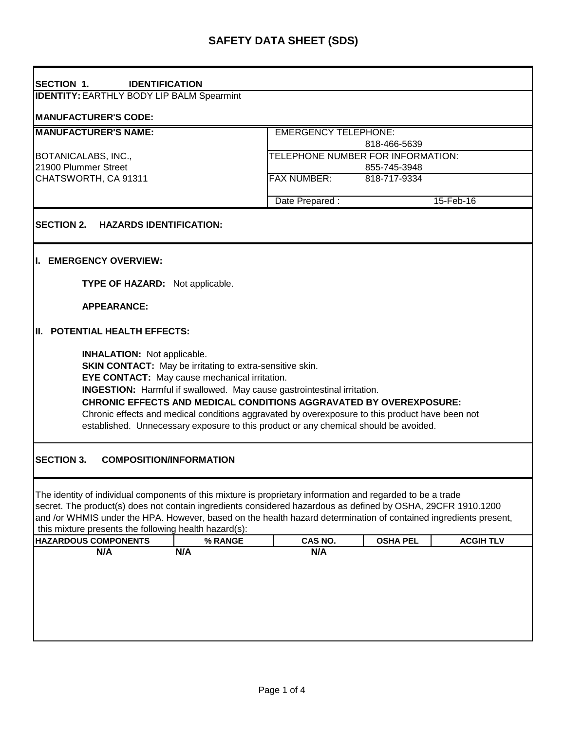# SAFETY DATA SHEET (SDS)

## SECTION 1. IDENTIFICATION

**IDENTITY:** EARTHLY BODY LIP BALM Spearmint

**MANUFACTURER'S CODE:**

| **MANUFACTURER'S NAME:** | EMERGENCY TELEPHONE: 818-466-5639 |
|---|---|
| BOTANICALABS, INC., | TELEPHONE NUMBER FOR INFORMATION: 855-745-3948 |
| 21900 Plummer Street | |
| CHATSWORTH, CA 91311 | FAX NUMBER: 818-717-9334 |
| | Date Prepared : 15-Feb-16 |

## SECTION 2. HAZARDS IDENTIFICATION:

### I. EMERGENCY OVERVIEW:

**TYPE OF HAZARD:** Not applicable.

**APPEARANCE:**

### II. POTENTIAL HEALTH EFFECTS:

**INHALATION:** Not applicable.
**SKIN CONTACT:** May be irritating to extra-sensitive skin.
**EYE CONTACT:** May cause mechanical irritation.
**INGESTION:** Harmful if swallowed. May cause gastrointestinal irritation.
**CHRONIC EFFECTS AND MEDICAL CONDITIONS AGGRAVATED BY OVEREXPOSURE:**
Chronic effects and medical conditions aggravated by overexposure to this product have been not established. Unnecessary exposure to this product or any chemical should be avoided.

## SECTION 3. COMPOSITION/INFORMATION

The identity of individual components of this mixture is proprietary information and regarded to be a trade secret. The product(s) does not contain ingredients considered hazardous as defined by OSHA, 29CFR 1910.1200 and /or WHMIS under the HPA. However, based on the health hazard determination of contained ingredients present, this mixture presents the following health hazard(s):

| HAZARDOUS COMPONENTS | % RANGE | CAS NO. | OSHA PEL | ACGIH TLV |
|---|---|---|---|---|
| N/A | N/A | N/A | | |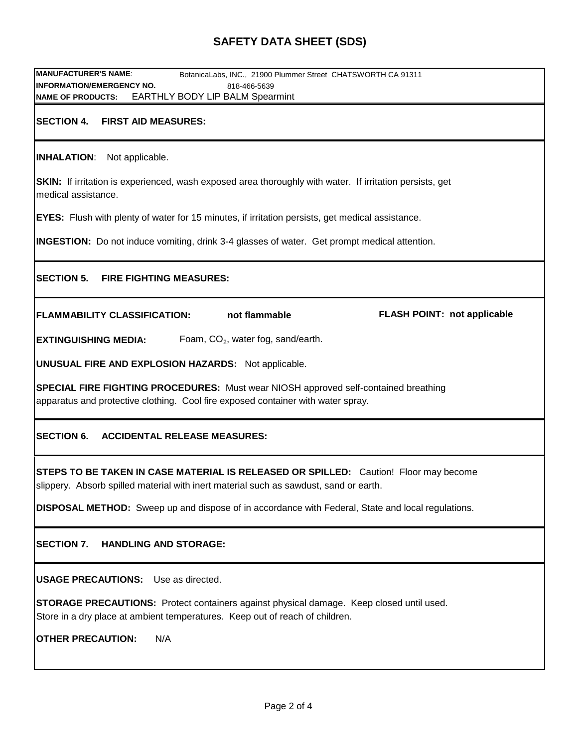# SAFETY DATA SHEET (SDS)

**MANUFACTURER'S NAME**: BotanicaLabs, INC., 21900 Plummer Street CHATSWORTH CA 91311
**INFORMATION/EMERGENCY NO.** 818-466-5639
**NAME OF PRODUCTS:** EARTHLY BODY LIP BALM Spearmint

## SECTION 4. FIRST AID MEASURES:

**INHALATION**: Not applicable.

**SKIN:** If irritation is experienced, wash exposed area thoroughly with water. If irritation persists, get medical assistance.

**EYES:** Flush with plenty of water for 15 minutes, if irritation persists, get medical assistance.

**INGESTION:** Do not induce vomiting, drink 3-4 glasses of water. Get prompt medical attention.

## SECTION 5. FIRE FIGHTING MEASURES:

**FLAMMABILITY CLASSIFICATION:** **not flammable** **FLASH POINT: not applicable**

**EXTINGUISHING MEDIA:** Foam, $CO_2$, water fog, sand/earth.

**UNUSUAL FIRE AND EXPLOSION HAZARDS:** Not applicable.

**SPECIAL FIRE FIGHTING PROCEDURES:** Must wear NIOSH approved self-contained breathing apparatus and protective clothing. Cool fire exposed container with water spray.

## SECTION 6. ACCIDENTAL RELEASE MEASURES:

**STEPS TO BE TAKEN IN CASE MATERIAL IS RELEASED OR SPILLED:** Caution! Floor may become slippery. Absorb spilled material with inert material such as sawdust, sand or earth.

**DISPOSAL METHOD:** Sweep up and dispose of in accordance with Federal, State and local regulations.

## SECTION 7. HANDLING AND STORAGE:

**USAGE PRECAUTIONS:** Use as directed.

**STORAGE PRECAUTIONS:** Protect containers against physical damage. Keep closed until used. Store in a dry place at ambient temperatures. Keep out of reach of children.

**OTHER PRECAUTION:** N/A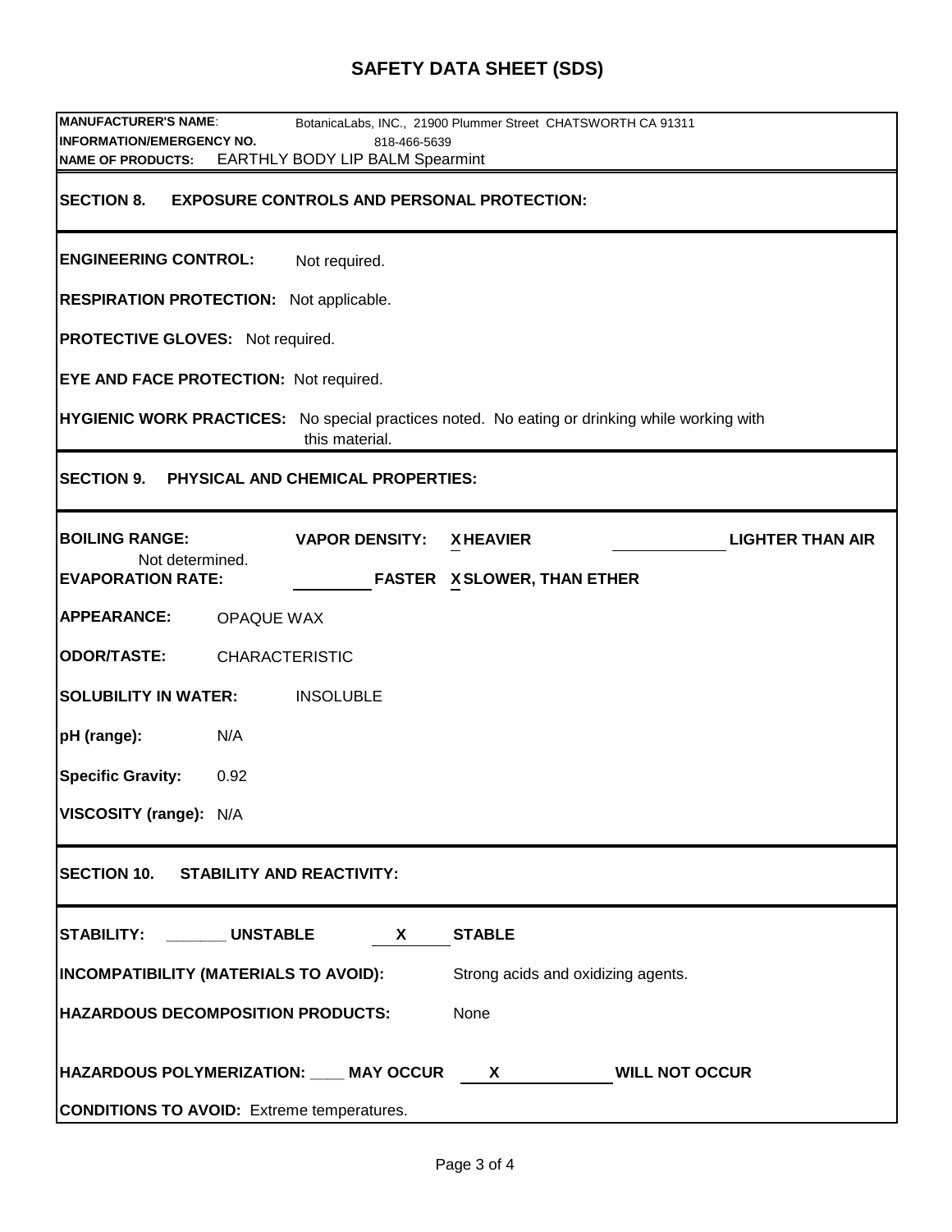# SAFETY DATA SHEET (SDS)

**MANUFACTURER'S NAME**: BotanicaLabs, INC., 21900 Plummer Street CHATSWORTH CA 91311
**INFORMATION/EMERGENCY NO.** 818-466-5639
**NAME OF PRODUCTS:** EARTHLY BODY LIP BALM Spearmint

## SECTION 8. EXPOSURE CONTROLS AND PERSONAL PROTECTION:

**ENGINEERING CONTROL:** Not required.

**RESPIRATION PROTECTION:** Not applicable.

**PROTECTIVE GLOVES:** Not required.

**EYE AND FACE PROTECTION:** Not required.

**HYGIENIC WORK PRACTICES:** No special practices noted. No eating or drinking while working with this material.

## SECTION 9. PHYSICAL AND CHEMICAL PROPERTIES:

**BOILING RANGE:** Not determined.

**VAPOR DENSITY:** X HEAVIER ________ LIGHTER THAN AIR

**EVAPORATION RATE:** ________ FASTER X SLOWER, THAN ETHER

**APPEARANCE:** OPAQUE WAX

**ODOR/TASTE:** CHARACTERISTIC

**SOLUBILITY IN WATER:** INSOLUBLE

**pH (range):** N/A

**Specific Gravity:** 0.92

**VISCOSITY (range):** N/A

## SECTION 10. STABILITY AND REACTIVITY:

**STABILITY:** _______ **UNSTABLE** X **STABLE**

**INCOMPATIBILITY (MATERIALS TO AVOID):** Strong acids and oxidizing agents.

**HAZARDOUS DECOMPOSITION PRODUCTS:** None

**HAZARDOUS POLYMERIZATION:** ____ **MAY OCCUR** X **WILL NOT OCCUR**

**CONDITIONS TO AVOID:** Extreme temperatures.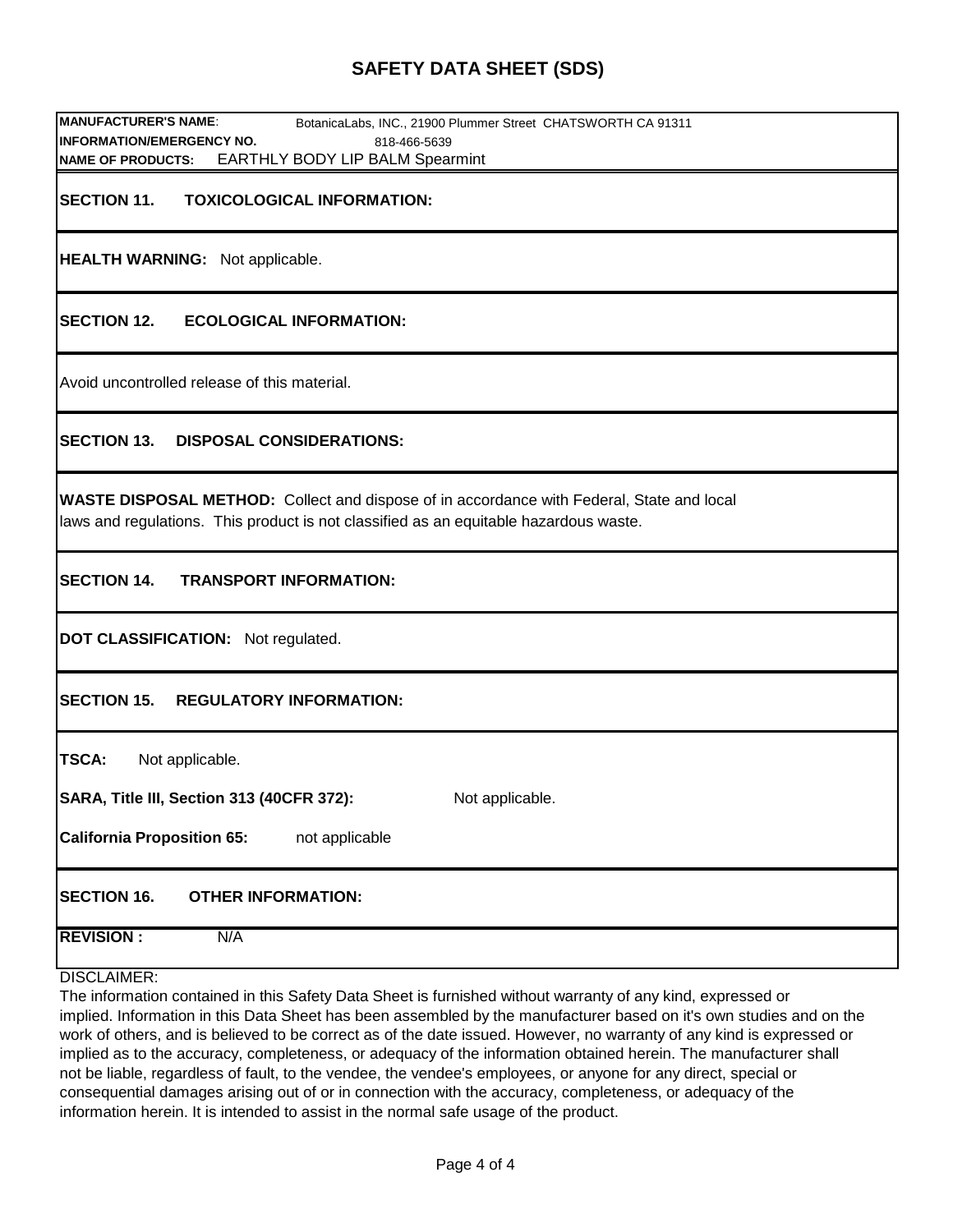# SAFETY DATA SHEET (SDS)

**MANUFACTURER'S NAME**: BotanicaLabs, INC., 21900 Plummer Street CHATSWORTH CA 91311
**INFORMATION/EMERGENCY NO.** 818-466-5639
**NAME OF PRODUCTS:** EARTHLY BODY LIP BALM Spearmint

## SECTION 11. TOXICOLOGICAL INFORMATION:

**HEALTH WARNING:** Not applicable.

## SECTION 12. ECOLOGICAL INFORMATION:

Avoid uncontrolled release of this material.

## SECTION 13. DISPOSAL CONSIDERATIONS:

**WASTE DISPOSAL METHOD:** Collect and dispose of in accordance with Federal, State and local laws and regulations. This product is not classified as an equitable hazardous waste.

## SECTION 14. TRANSPORT INFORMATION:

**DOT CLASSIFICATION:** Not regulated.

## SECTION 15. REGULATORY INFORMATION:

**TSCA:** Not applicable.

**SARA, Title III, Section 313 (40CFR 372):** Not applicable.

**California Proposition 65:** not applicable

## SECTION 16. OTHER INFORMATION:

**REVISION :** N/A

DISCLAIMER:
The information contained in this Safety Data Sheet is furnished without warranty of any kind, expressed or implied. Information in this Data Sheet has been assembled by the manufacturer based on it's own studies and on the work of others, and is believed to be correct as of the date issued. However, no warranty of any kind is expressed or implied as to the accuracy, completeness, or adequacy of the information obtained herein. The manufacturer shall not be liable, regardless of fault, to the vendee, the vendee's employees, or anyone for any direct, special or consequential damages arising out of or in connection with the accuracy, completeness, or adequacy of the information herein. It is intended to assist in the normal safe usage of the product.